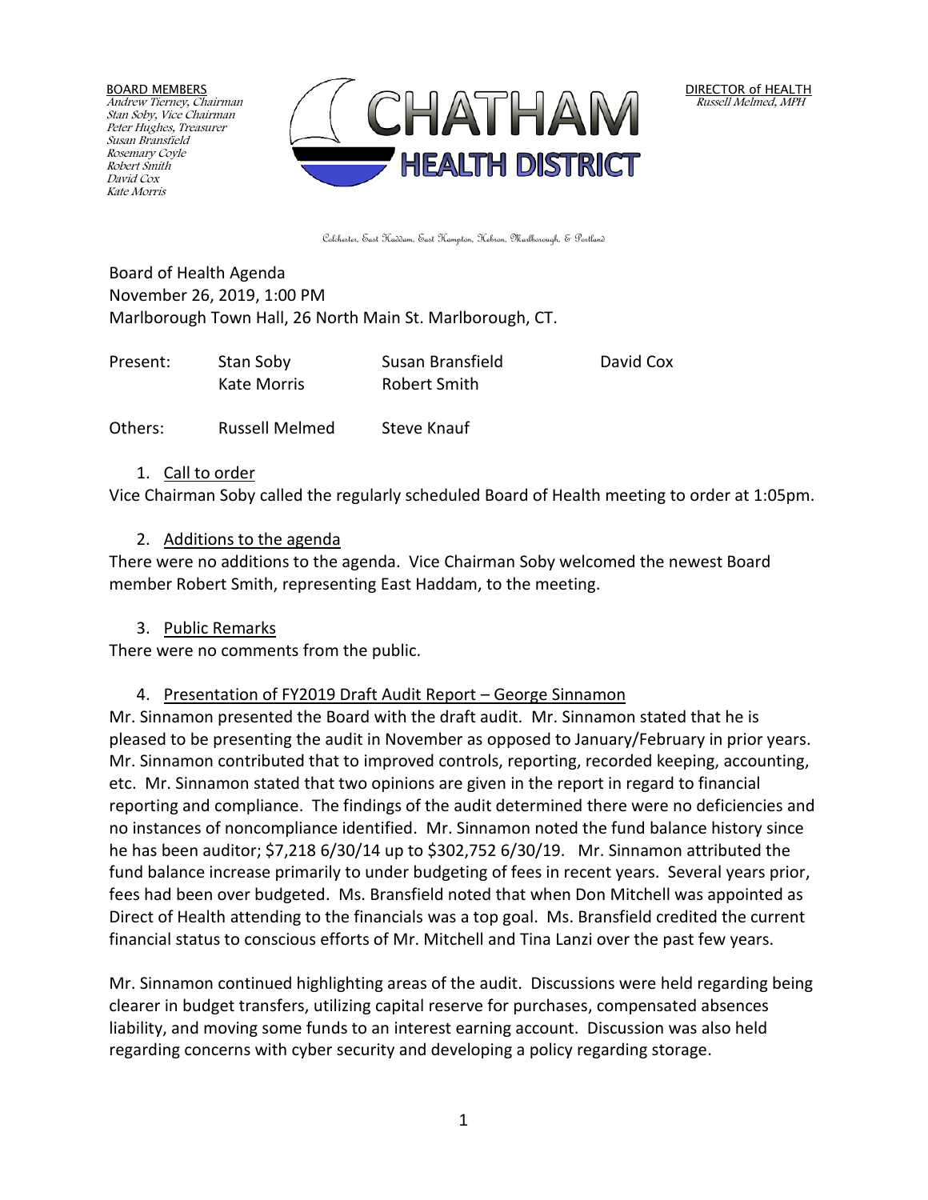BOARD MEMBERS
*Andrew Tierney, Chairman*
*Stan Soby, Vice Chairman*
*Peter Hughes, Treasurer*
*Susan Bransfield*
*Rosemary Coyle*
*Robert Smith*
*David Cox*
*Kate Morris*

**CHATHAM HEALTH DISTRICT**

DIRECTOR of HEALTH
*Russell Melmed, MPH*

Colchester, East Haddam, East Hampton, Hebron, Marlborough, & Portland

Board of Health Agenda
November 26, 2019, 1:00 PM
Marlborough Town Hall, 26 North Main St. Marlborough, CT.

| Present: | Stan Soby | Susan Bransfield | David Cox |
|---|---|---|---|
| | Kate Morris | Robert Smith | |
| Others: | Russell Melmed | Steve Knauf | |

1. Call to order

Vice Chairman Soby called the regularly scheduled Board of Health meeting to order at 1:05pm.

2. Additions to the agenda

There were no additions to the agenda. Vice Chairman Soby welcomed the newest Board member Robert Smith, representing East Haddam, to the meeting.

3. Public Remarks

There were no comments from the public.

4. Presentation of FY2019 Draft Audit Report – George Sinnamon

Mr. Sinnamon presented the Board with the draft audit. Mr. Sinnamon stated that he is pleased to be presenting the audit in November as opposed to January/February in prior years. Mr. Sinnamon contributed that to improved controls, reporting, recorded keeping, accounting, etc. Mr. Sinnamon stated that two opinions are given in the report in regard to financial reporting and compliance. The findings of the audit determined there were no deficiencies and no instances of noncompliance identified. Mr. Sinnamon noted the fund balance history since he has been auditor; $7,218 6/30/14 up to $302,752 6/30/19. Mr. Sinnamon attributed the fund balance increase primarily to under budgeting of fees in recent years. Several years prior, fees had been over budgeted. Ms. Bransfield noted that when Don Mitchell was appointed as Direct of Health attending to the financials was a top goal. Ms. Bransfield credited the current financial status to conscious efforts of Mr. Mitchell and Tina Lanzi over the past few years.

Mr. Sinnamon continued highlighting areas of the audit. Discussions were held regarding being clearer in budget transfers, utilizing capital reserve for purchases, compensated absences liability, and moving some funds to an interest earning account. Discussion was also held regarding concerns with cyber security and developing a policy regarding storage.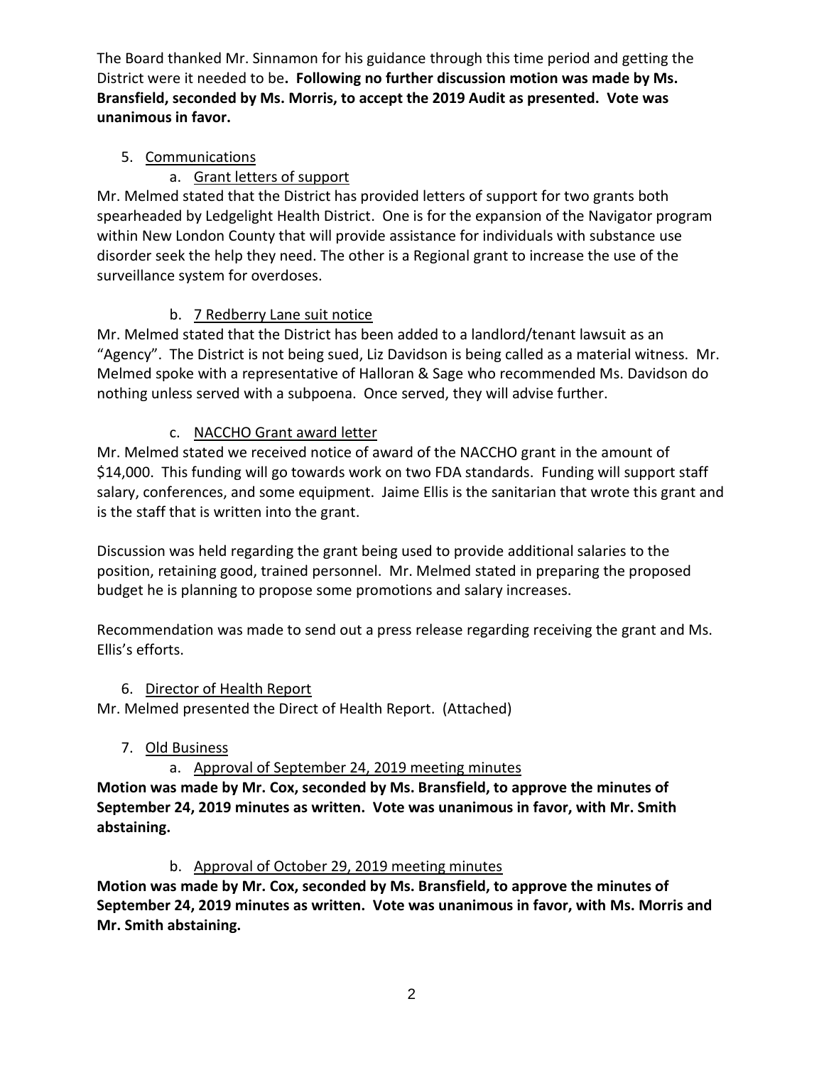The Board thanked Mr. Sinnamon for his guidance through this time period and getting the District were it needed to be. **Following no further discussion motion was made by Ms. Bransfield, seconded by Ms. Morris, to accept the 2019 Audit as presented. Vote was unanimous in favor.**

5. Communications

   a. Grant letters of support

Mr. Melmed stated that the District has provided letters of support for two grants both spearheaded by Ledgelight Health District. One is for the expansion of the Navigator program within New London County that will provide assistance for individuals with substance use disorder seek the help they need. The other is a Regional grant to increase the use of the surveillance system for overdoses.

   b. 7 Redberry Lane suit notice

Mr. Melmed stated that the District has been added to a landlord/tenant lawsuit as an "Agency". The District is not being sued, Liz Davidson is being called as a material witness. Mr. Melmed spoke with a representative of Halloran & Sage who recommended Ms. Davidson do nothing unless served with a subpoena. Once served, they will advise further.

   c. NACCHO Grant award letter

Mr. Melmed stated we received notice of award of the NACCHO grant in the amount of $14,000. This funding will go towards work on two FDA standards. Funding will support staff salary, conferences, and some equipment. Jaime Ellis is the sanitarian that wrote this grant and is the staff that is written into the grant.

Discussion was held regarding the grant being used to provide additional salaries to the position, retaining good, trained personnel. Mr. Melmed stated in preparing the proposed budget he is planning to propose some promotions and salary increases.

Recommendation was made to send out a press release regarding receiving the grant and Ms. Ellis's efforts.

6. Director of Health Report

Mr. Melmed presented the Direct of Health Report. (Attached)

7. Old Business

   a. Approval of September 24, 2019 meeting minutes

**Motion was made by Mr. Cox, seconded by Ms. Bransfield, to approve the minutes of September 24, 2019 minutes as written. Vote was unanimous in favor, with Mr. Smith abstaining.**

   b. Approval of October 29, 2019 meeting minutes

**Motion was made by Mr. Cox, seconded by Ms. Bransfield, to approve the minutes of September 24, 2019 minutes as written. Vote was unanimous in favor, with Ms. Morris and Mr. Smith abstaining.**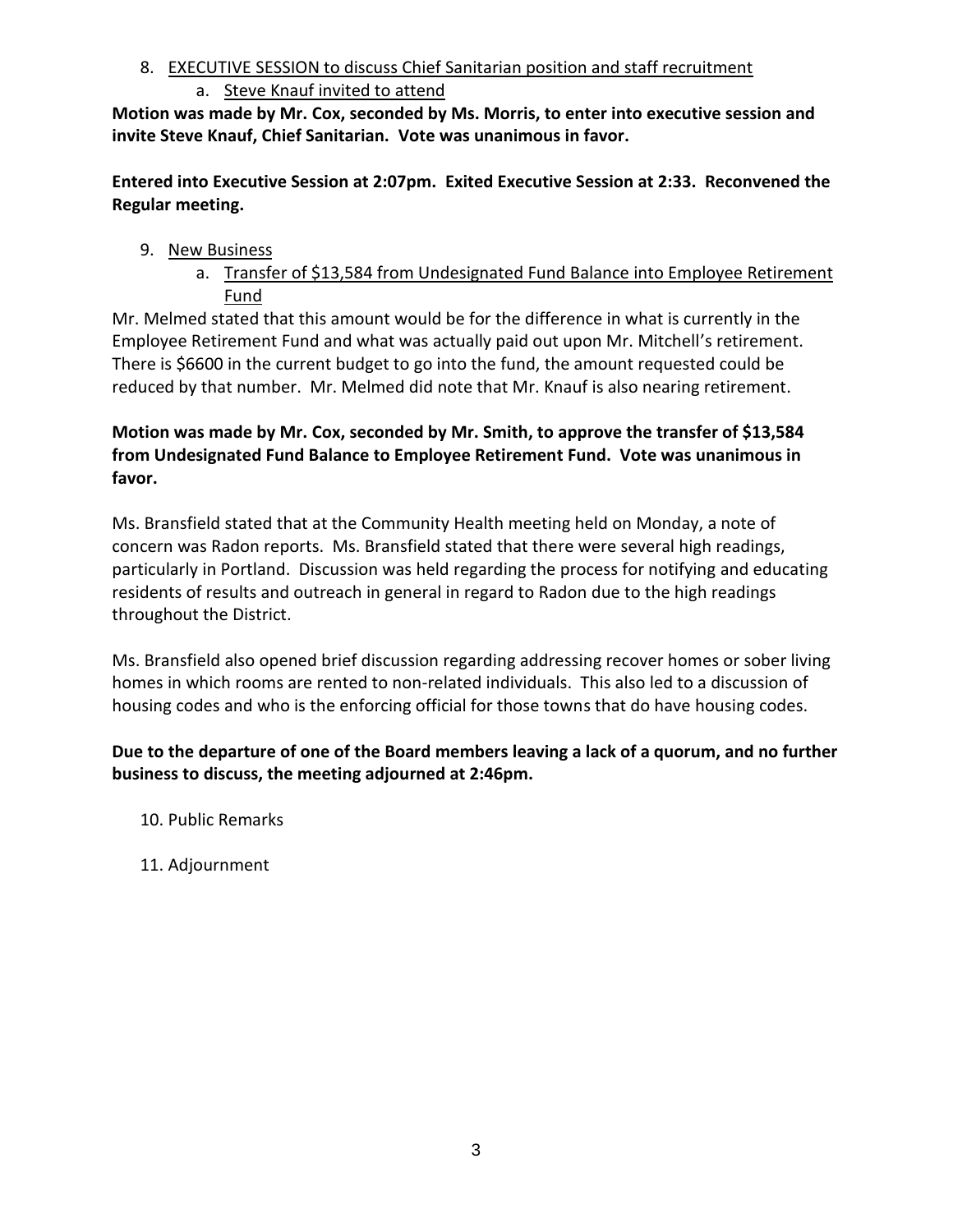8. <u>EXECUTIVE SESSION to discuss Chief Sanitarian position and staff recruitment</u>
    a. <u>Steve Knauf invited to attend</u>

**Motion was made by Mr. Cox, seconded by Ms. Morris, to enter into executive session and invite Steve Knauf, Chief Sanitarian. Vote was unanimous in favor.**

**Entered into Executive Session at 2:07pm. Exited Executive Session at 2:33. Reconvened the Regular meeting.**

9. <u>New Business</u>
    a. <u>Transfer of $13,584 from Undesignated Fund Balance into Employee Retirement Fund</u>

Mr. Melmed stated that this amount would be for the difference in what is currently in the Employee Retirement Fund and what was actually paid out upon Mr. Mitchell's retirement. There is $6600 in the current budget to go into the fund, the amount requested could be reduced by that number. Mr. Melmed did note that Mr. Knauf is also nearing retirement.

**Motion was made by Mr. Cox, seconded by Mr. Smith, to approve the transfer of $13,584 from Undesignated Fund Balance to Employee Retirement Fund. Vote was unanimous in favor.**

Ms. Bransfield stated that at the Community Health meeting held on Monday, a note of concern was Radon reports. Ms. Bransfield stated that there were several high readings, particularly in Portland. Discussion was held regarding the process for notifying and educating residents of results and outreach in general in regard to Radon due to the high readings throughout the District.

Ms. Bransfield also opened brief discussion regarding addressing recover homes or sober living homes in which rooms are rented to non-related individuals. This also led to a discussion of housing codes and who is the enforcing official for those towns that do have housing codes.

**Due to the departure of one of the Board members leaving a lack of a quorum, and no further business to discuss, the meeting adjourned at 2:46pm.**

10. Public Remarks

11. Adjournment